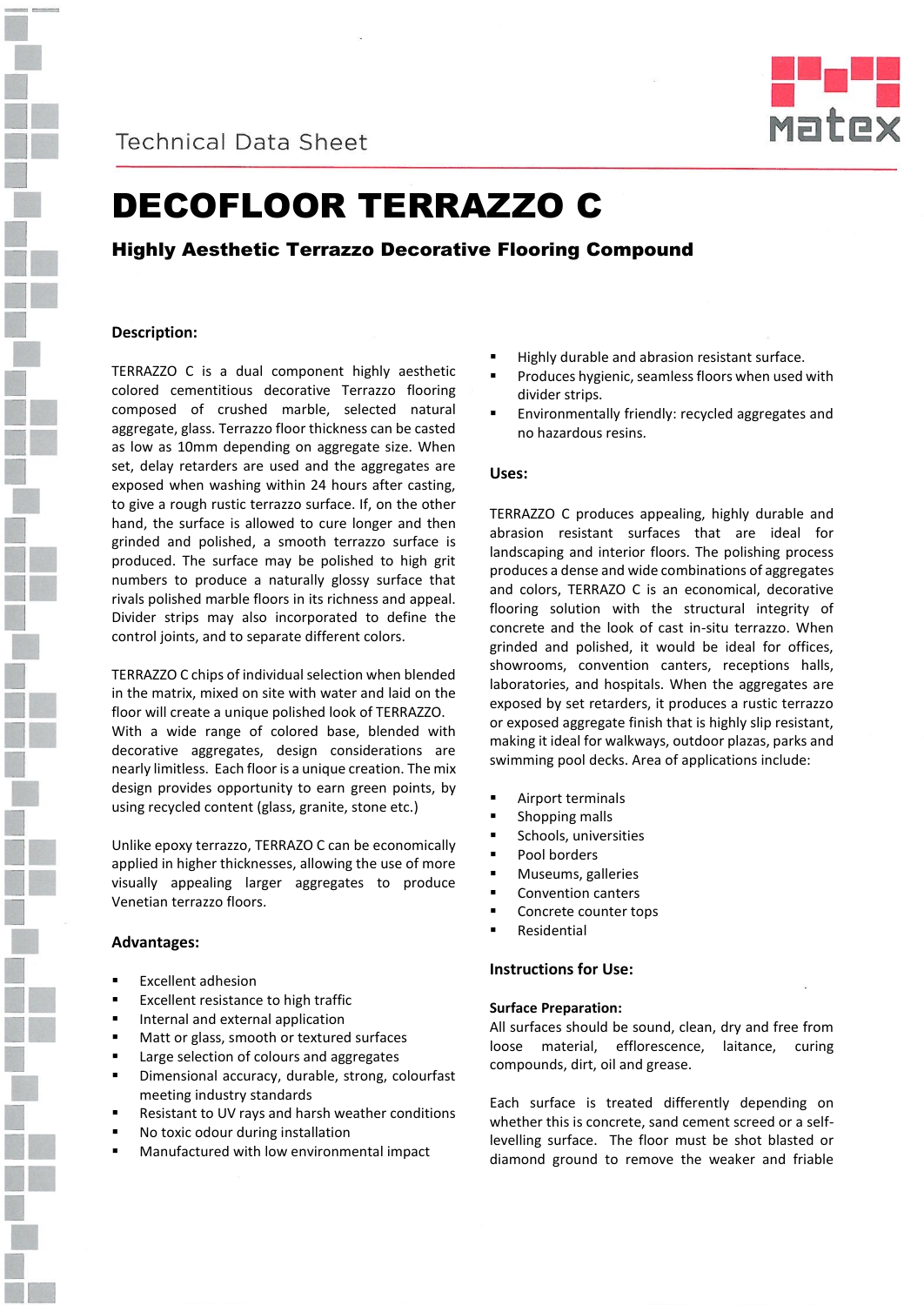Technical Data Sheet

# DECOFLOOR TERRAZZO C

## Highly Aesthetic Terrazzo Decorative Flooring Compound

### Description:

TERRAZZO C is a dual component highly aesthetic colored cementitious decorative Terrazzo flooring composed of crushed marble, selected natural aggregate, glass. Terrazzo floor thickness can be casted as low as 10mm depending on aggregate size. When set, delay retarders are used and the aggregates are exposed when washing within 24 hours after casting, to give a rough rustic terrazzo surface. If, on the other hand, the surface is allowed to cure longer and then grinded and polished, a smooth terrazzo surface is produced. The surface may be polished to high grit numbers to produce a naturally glossy surface that rivals polished marble floors in its richness and appeal. Divider strips may also incorporated to define the control joints, and to separate different colors.

TERRAZZO C chips of individual selection when blended in the matrix, mixed on site with water and laid on the floor will create a unique polished look of TERRAZZO. With a wide range of colored base, blended with decorative aggregates, design considerations are nearly limitless. Each floor is a unique creation. The mix design provides opportunity to earn green points, by using recycled content (glass, granite, stone etc.)

Unlike epoxy terrazzo, TERRAZO C can be economically applied in higher thicknesses, allowing the use of more visually appealing larger aggregates to produce Venetian terrazzo floors.

### Advantages:

- Excellent adhesion
- Excellent resistance to high traffic
- Internal and external application
- Matt or glass, smooth or textured surfaces
- Large selection of colours and aggregates
- Dimensional accuracy, durable, strong, colourfast meeting industry standards
- Resistant to UV rays and harsh weather conditions
- No toxic odour during installation
- Manufactured with low environmental impact
- Highly durable and abrasion resistant surface.
- Produces hygienic, seamless floors when used with divider strips.
- Environmentally friendly: recycled aggregates and no hazardous resins.

### Uses:

TERRAZZO C produces appealing, highly durable and abrasion resistant surfaces that are ideal for landscaping and interior floors. The polishing process produces a dense and wide combinations of aggregates and colors, TERRAZO C is an economical, decorative flooring solution with the structural integrity of concrete and the look of cast in-situ terrazzo. When grinded and polished, it would be ideal for offices, showrooms, convention canters, receptions halls, laboratories, and hospitals. When the aggregates are exposed by set retarders, it produces a rustic terrazzo or exposed aggregate finish that is highly slip resistant, making it ideal for walkways, outdoor plazas, parks and swimming pool decks. Area of applications include:

- Airport terminals
- Shopping malls
- Schools, universities
- Pool borders
- Museums, galleries
- Convention canters
- Concrete counter tops
- Residential

### Instructions for Use:

**Surface Preparation:**
All surfaces should be sound, clean, dry and free from loose material, efflorescence, laitance, curing compounds, dirt, oil and grease.

Each surface is treated differently depending on whether this is concrete, sand cement screed or a self-levelling surface. The floor must be shot blasted or diamond ground to remove the weaker and friable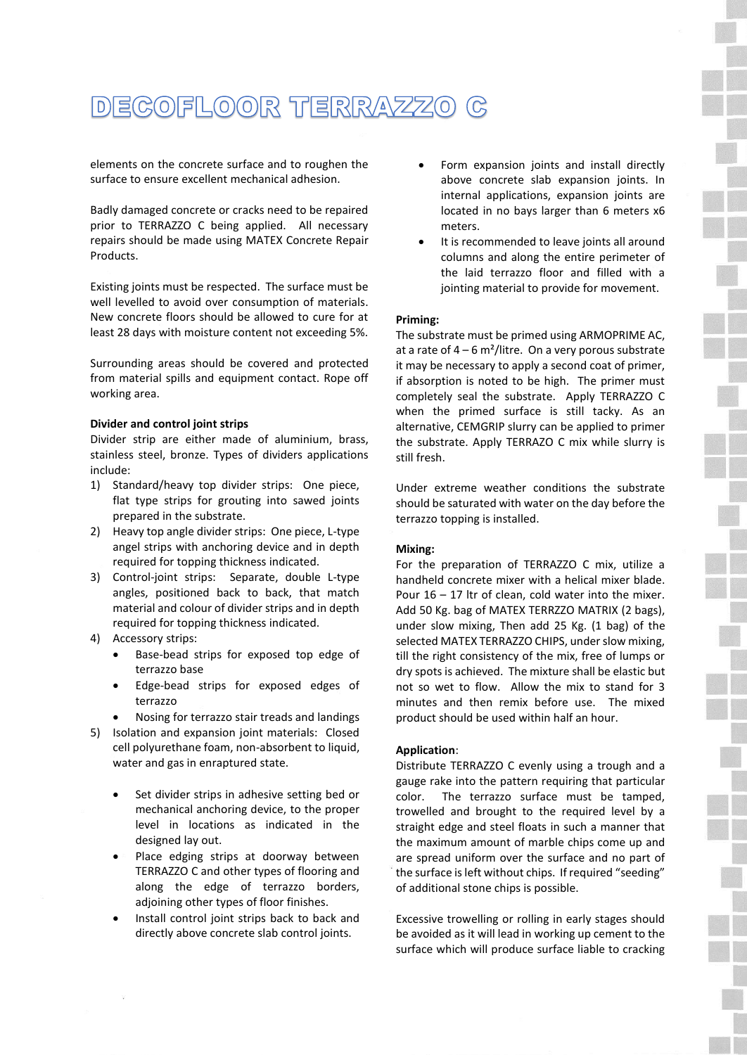# DECOFLOOR TERRAZZO C

elements on the concrete surface and to roughen the surface to ensure excellent mechanical adhesion.

Badly damaged concrete or cracks need to be repaired prior to TERRAZZO C being applied. All necessary repairs should be made using MATEX Concrete Repair Products.

Existing joints must be respected. The surface must be well levelled to avoid over consumption of materials. New concrete floors should be allowed to cure for at least 28 days with moisture content not exceeding 5%.

Surrounding areas should be covered and protected from material spills and equipment contact. Rope off working area.

**Divider and control joint strips**

Divider strip are either made of aluminium, brass, stainless steel, bronze. Types of dividers applications include:

1) Standard/heavy top divider strips: One piece, flat type strips for grouting into sawed joints prepared in the substrate.
2) Heavy top angle divider strips: One piece, L-type angel strips with anchoring device and in depth required for topping thickness indicated.
3) Control-joint strips: Separate, double L-type angles, positioned back to back, that match material and colour of divider strips and in depth required for topping thickness indicated.
4) Accessory strips:
   - Base-bead strips for exposed top edge of terrazzo base
   - Edge-bead strips for exposed edges of terrazzo
   - Nosing for terrazzo stair treads and landings
5) Isolation and expansion joint materials: Closed cell polyurethane foam, non-absorbent to liquid, water and gas in enraptured state.

- Set divider strips in adhesive setting bed or mechanical anchoring device, to the proper level in locations as indicated in the designed lay out.
- Place edging strips at doorway between TERRAZZO C and other types of flooring and along the edge of terrazzo borders, adjoining other types of floor finishes.
- Install control joint strips back to back and directly above concrete slab control joints.
- Form expansion joints and install directly above concrete slab expansion joints. In internal applications, expansion joints are located in no bays larger than 6 meters x6 meters.
- It is recommended to leave joints all around columns and along the entire perimeter of the laid terrazzo floor and filled with a jointing material to provide for movement.

**Priming:**

The substrate must be primed using ARMOPRIME AC, at a rate of 4 – 6 m²/litre. On a very porous substrate it may be necessary to apply a second coat of primer, if absorption is noted to be high. The primer must completely seal the substrate. Apply TERRAZZO C when the primed surface is still tacky. As an alternative, CEMGRIP slurry can be applied to primer the substrate. Apply TERRAZO C mix while slurry is still fresh.

Under extreme weather conditions the substrate should be saturated with water on the day before the terrazzo topping is installed.

**Mixing:**

For the preparation of TERRAZZO C mix, utilize a handheld concrete mixer with a helical mixer blade. Pour 16 – 17 ltr of clean, cold water into the mixer. Add 50 Kg. bag of MATEX TERRZZO MATRIX (2 bags), under slow mixing, Then add 25 Kg. (1 bag) of the selected MATEX TERRAZZO CHIPS, under slow mixing, till the right consistency of the mix, free of lumps or dry spots is achieved. The mixture shall be elastic but not so wet to flow. Allow the mix to stand for 3 minutes and then remix before use. The mixed product should be used within half an hour.

**Application**:

Distribute TERRAZZO C evenly using a trough and a gauge rake into the pattern requiring that particular color. The terrazzo surface must be tamped, trowelled and brought to the required level by a straight edge and steel floats in such a manner that the maximum amount of marble chips come up and are spread uniform over the surface and no part of the surface is left without chips. If required "seeding" of additional stone chips is possible.

Excessive trowelling or rolling in early stages should be avoided as it will lead in working up cement to the surface which will produce surface liable to cracking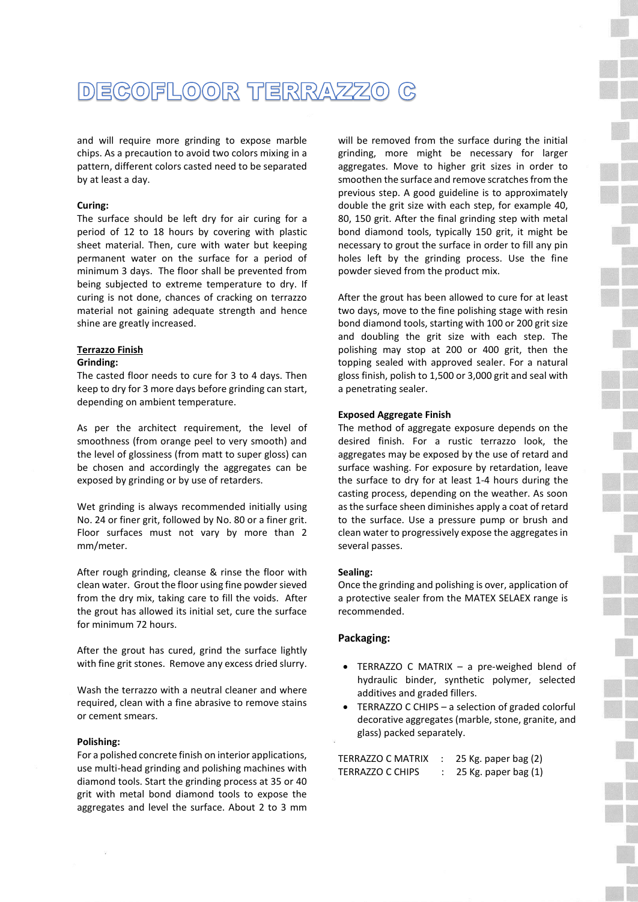# DECOFLOOR TERRAZZO C

and will require more grinding to expose marble chips. As a precaution to avoid two colors mixing in a pattern, different colors casted need to be separated by at least a day.

**Curing:**
The surface should be left dry for air curing for a period of 12 to 18 hours by covering with plastic sheet material. Then, cure with water but keeping permanent water on the surface for a period of minimum 3 days. The floor shall be prevented from being subjected to extreme temperature to dry. If curing is not done, chances of cracking on terrazzo material not gaining adequate strength and hence shine are greatly increased.

## Terrazzo Finish

**Grinding:**
The casted floor needs to cure for 3 to 4 days. Then keep to dry for 3 more days before grinding can start, depending on ambient temperature.

As per the architect requirement, the level of smoothness (from orange peel to very smooth) and the level of glossiness (from matt to super gloss) can be chosen and accordingly the aggregates can be exposed by grinding or by use of retarders.

Wet grinding is always recommended initially using No. 24 or finer grit, followed by No. 80 or a finer grit. Floor surfaces must not vary by more than 2 mm/meter.

After rough grinding, cleanse & rinse the floor with clean water. Grout the floor using fine powder sieved from the dry mix, taking care to fill the voids. After the grout has allowed its initial set, cure the surface for minimum 72 hours.

After the grout has cured, grind the surface lightly with fine grit stones. Remove any excess dried slurry.

Wash the terrazzo with a neutral cleaner and where required, clean with a fine abrasive to remove stains or cement smears.

**Polishing:**
For a polished concrete finish on interior applications, use multi-head grinding and polishing machines with diamond tools. Start the grinding process at 35 or 40 grit with metal bond diamond tools to expose the aggregates and level the surface. About 2 to 3 mm will be removed from the surface during the initial grinding, more might be necessary for larger aggregates. Move to higher grit sizes in order to smoothen the surface and remove scratches from the previous step. A good guideline is to approximately double the grit size with each step, for example 40, 80, 150 grit. After the final grinding step with metal bond diamond tools, typically 150 grit, it might be necessary to grout the surface in order to fill any pin holes left by the grinding process. Use the fine powder sieved from the product mix.

After the grout has been allowed to cure for at least two days, move to the fine polishing stage with resin bond diamond tools, starting with 100 or 200 grit size and doubling the grit size with each step. The polishing may stop at 200 or 400 grit, then the topping sealed with approved sealer. For a natural gloss finish, polish to 1,500 or 3,000 grit and seal with a penetrating sealer.

**Exposed Aggregate Finish**
The method of aggregate exposure depends on the desired finish. For a rustic terrazzo look, the aggregates may be exposed by the use of retard and surface washing. For exposure by retardation, leave the surface to dry for at least 1-4 hours during the casting process, depending on the weather. As soon as the surface sheen diminishes apply a coat of retard to the surface. Use a pressure pump or brush and clean water to progressively expose the aggregates in several passes.

**Sealing:**
Once the grinding and polishing is over, application of a protective sealer from the MATEX SELAEX range is recommended.

### Packaging:

- TERRAZZO C MATRIX – a pre-weighed blend of hydraulic binder, synthetic polymer, selected additives and graded fillers.
- TERRAZZO C CHIPS – a selection of graded colorful decorative aggregates (marble, stone, granite, and glass) packed separately.

TERRAZZO C MATRIX : 25 Kg. paper bag (2)
TERRAZZO C CHIPS : 25 Kg. paper bag (1)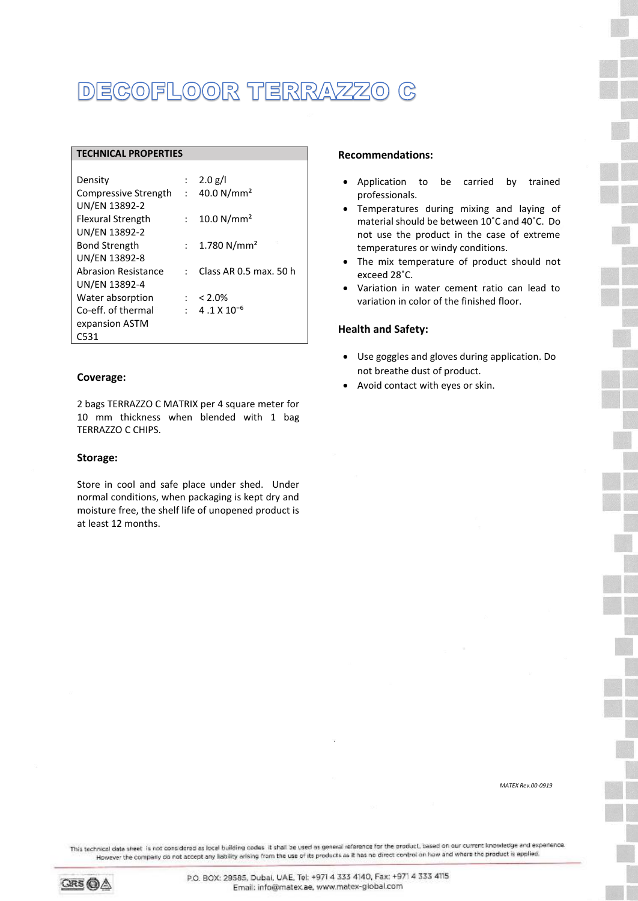# DECOFLOOR TERRAZZO C

| TECHNICAL PROPERTIES | | |
|---|---|---|
| Density | : | 2.0 g/l |
| Compressive Strength UN/EN 13892-2 | : | 40.0 N/mm² |
| Flexural Strength UN/EN 13892-2 | : | 10.0 N/mm² |
| Bond Strength UN/EN 13892-8 | : | 1.780 N/mm² |
| Abrasion Resistance UN/EN 13892-4 | : | Class AR 0.5 max. 50 h |
| Water absorption | : | < 2.0% |
| Co-eff. of thermal expansion ASTM C531 | : | 4 .1 X $10^{-6}$ |

### Coverage:

2 bags TERRAZZO C MATRIX per 4 square meter for 10 mm thickness when blended with 1 bag TERRAZZO C CHIPS.

### Storage:

Store in cool and safe place under shed. Under normal conditions, when packaging is kept dry and moisture free, the shelf life of unopened product is at least 12 months.

### Recommendations:

- Application to be carried by trained professionals.
- Temperatures during mixing and laying of material should be between 10˚C and 40˚C. Do not use the product in the case of extreme temperatures or windy conditions.
- The mix temperature of product should not exceed 28˚C.
- Variation in water cement ratio can lead to variation in color of the finished floor.

### Health and Safety:

- Use goggles and gloves during application. Do not breathe dust of product.
- Avoid contact with eyes or skin.

*MATEX Rev.00-0919*

This technical data sheet is not considered as local building codes. It shall be used as general reference for the product, based on our current knowledge and experience. However the company do not accept any liability arising from the use of its products as it has no direct control on how and where the product is applied.

P.O. BOX: 29585, Dubai, UAE. Tel: +971 4 333 4140, Fax: +971 4 333 4115
Email: info@matex.ae, www.matex-global.com